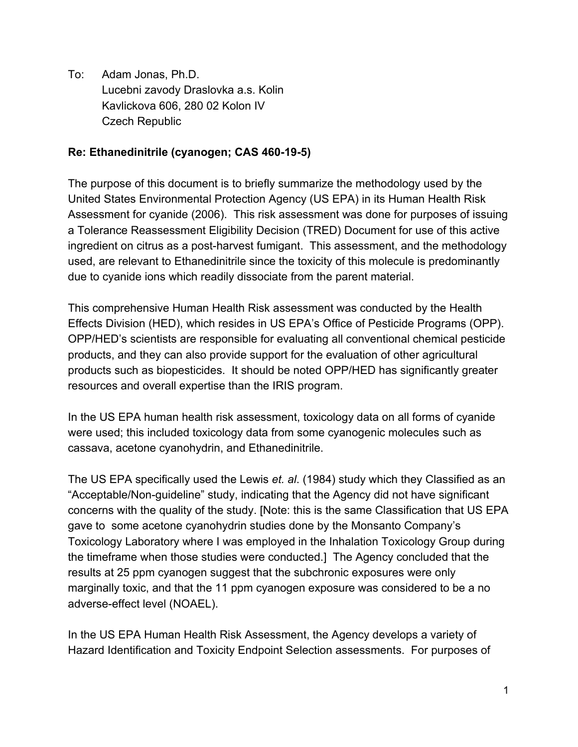To: Adam Jonas, Ph.D.
Lucebni zavody Draslovka a.s. Kolin
Kavlickova 606, 280 02 Kolon IV
Czech Republic

**Re: Ethanedinitrile (cyanogen; CAS 460-19-5)**

The purpose of this document is to briefly summarize the methodology used by the United States Environmental Protection Agency (US EPA) in its Human Health Risk Assessment for cyanide (2006). This risk assessment was done for purposes of issuing a Tolerance Reassessment Eligibility Decision (TRED) Document for use of this active ingredient on citrus as a post-harvest fumigant. This assessment, and the methodology used, are relevant to Ethanedinitrile since the toxicity of this molecule is predominantly due to cyanide ions which readily dissociate from the parent material.

This comprehensive Human Health Risk assessment was conducted by the Health Effects Division (HED), which resides in US EPA's Office of Pesticide Programs (OPP). OPP/HED's scientists are responsible for evaluating all conventional chemical pesticide products, and they can also provide support for the evaluation of other agricultural products such as biopesticides. It should be noted OPP/HED has significantly greater resources and overall expertise than the IRIS program.

In the US EPA human health risk assessment, toxicology data on all forms of cyanide were used; this included toxicology data from some cyanogenic molecules such as cassava, acetone cyanohydrin, and Ethanedinitrile.

The US EPA specifically used the Lewis *et. al*. (1984) study which they Classified as an "Acceptable/Non-guideline" study, indicating that the Agency did not have significant concerns with the quality of the study. [Note: this is the same Classification that US EPA gave to some acetone cyanohydrin studies done by the Monsanto Company's Toxicology Laboratory where I was employed in the Inhalation Toxicology Group during the timeframe when those studies were conducted.] The Agency concluded that the results at 25 ppm cyanogen suggest that the subchronic exposures were only marginally toxic, and that the 11 ppm cyanogen exposure was considered to be a no adverse-effect level (NOAEL).

In the US EPA Human Health Risk Assessment, the Agency develops a variety of Hazard Identification and Toxicity Endpoint Selection assessments. For purposes of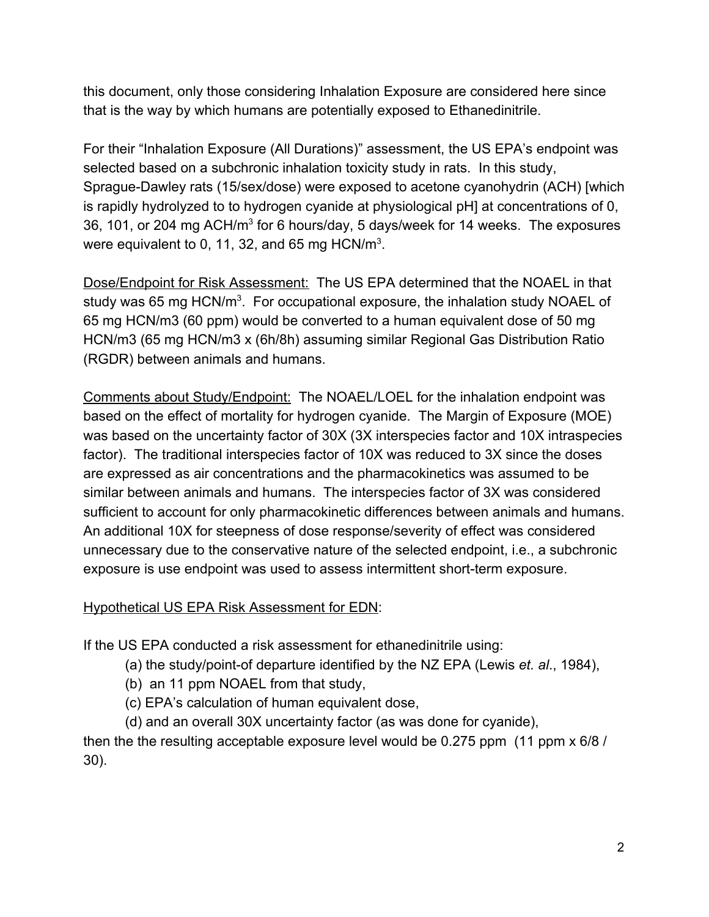this document, only those considering Inhalation Exposure are considered here since that is the way by which humans are potentially exposed to Ethanedinitrile.

For their "Inhalation Exposure (All Durations)" assessment, the US EPA's endpoint was selected based on a subchronic inhalation toxicity study in rats. In this study, Sprague-Dawley rats (15/sex/dose) were exposed to acetone cyanohydrin (ACH) [which is rapidly hydrolyzed to to hydrogen cyanide at physiological pH] at concentrations of 0, 36, 101, or 204 mg ACH/m$^3$ for 6 hours/day, 5 days/week for 14 weeks. The exposures were equivalent to 0, 11, 32, and 65 mg HCN/m$^3$.

<u>Dose/Endpoint for Risk Assessment:</u> The US EPA determined that the NOAEL in that study was 65 mg HCN/m$^3$. For occupational exposure, the inhalation study NOAEL of 65 mg HCN/m3 (60 ppm) would be converted to a human equivalent dose of 50 mg HCN/m3 (65 mg HCN/m3 x (6h/8h) assuming similar Regional Gas Distribution Ratio (RGDR) between animals and humans.

<u>Comments about Study/Endpoint:</u> The NOAEL/LOEL for the inhalation endpoint was based on the effect of mortality for hydrogen cyanide. The Margin of Exposure (MOE) was based on the uncertainty factor of 30X (3X interspecies factor and 10X intraspecies factor). The traditional interspecies factor of 10X was reduced to 3X since the doses are expressed as air concentrations and the pharmacokinetics was assumed to be similar between animals and humans. The interspecies factor of 3X was considered sufficient to account for only pharmacokinetic differences between animals and humans. An additional 10X for steepness of dose response/severity of effect was considered unnecessary due to the conservative nature of the selected endpoint, i.e., a subchronic exposure is use endpoint was used to assess intermittent short-term exposure.

<u>Hypothetical US EPA Risk Assessment for EDN</u>:

If the US EPA conducted a risk assessment for ethanedinitrile using:

(a) the study/point-of departure identified by the NZ EPA (Lewis *et. al*., 1984),
(b) an 11 ppm NOAEL from that study,
(c) EPA's calculation of human equivalent dose,
(d) and an overall 30X uncertainty factor (as was done for cyanide),

then the the resulting acceptable exposure level would be 0.275 ppm (11 ppm x 6/8 / 30).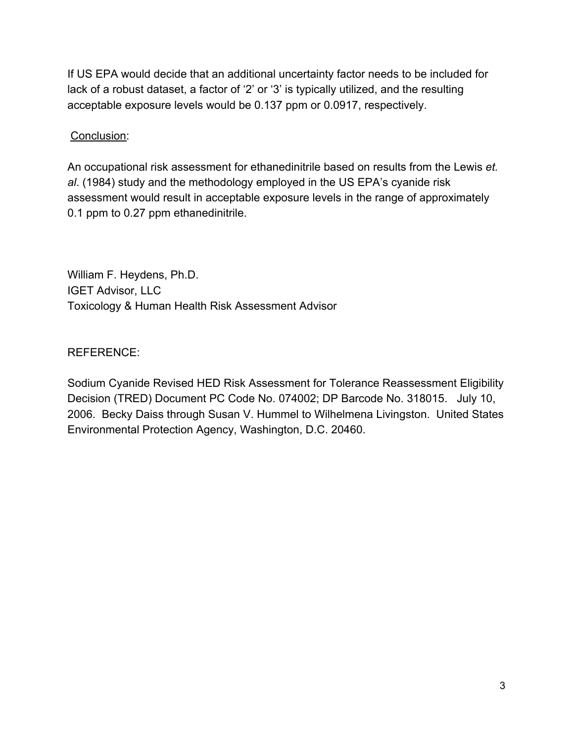If US EPA would decide that an additional uncertainty factor needs to be included for lack of a robust dataset, a factor of '2' or '3' is typically utilized, and the resulting acceptable exposure levels would be 0.137 ppm or 0.0917, respectively.

Conclusion:

An occupational risk assessment for ethanedinitrile based on results from the Lewis *et. al*. (1984) study and the methodology employed in the US EPA's cyanide risk assessment would result in acceptable exposure levels in the range of approximately 0.1 ppm to 0.27 ppm ethanedinitrile.

William F. Heydens, Ph.D.
IGET Advisor, LLC
Toxicology & Human Health Risk Assessment Advisor

REFERENCE:

Sodium Cyanide Revised HED Risk Assessment for Tolerance Reassessment Eligibility Decision (TRED) Document PC Code No. 074002; DP Barcode No. 318015. July 10, 2006. Becky Daiss through Susan V. Hummel to Wilhelmena Livingston. United States Environmental Protection Agency, Washington, D.C. 20460.